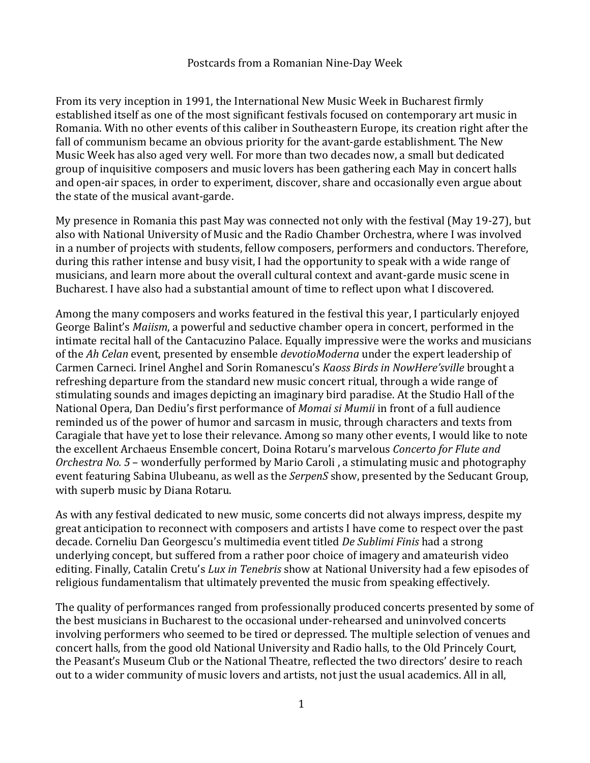# Postcards from a Romanian Nine-Day Week

From its very inception in 1991, the International New Music Week in Bucharest firmly established itself as one of the most significant festivals focused on contemporary art music in Romania. With no other events of this caliber in Southeastern Europe, its creation right after the fall of communism became an obvious priority for the avant-garde establishment. The New Music Week has also aged very well. For more than two decades now, a small but dedicated group of inquisitive composers and music lovers has been gathering each May in concert halls and open-air spaces, in order to experiment, discover, share and occasionally even argue about the state of the musical avant-garde.

My presence in Romania this past May was connected not only with the festival (May 19-27), but also with National University of Music and the Radio Chamber Orchestra, where I was involved in a number of projects with students, fellow composers, performers and conductors. Therefore, during this rather intense and busy visit, I had the opportunity to speak with a wide range of musicians, and learn more about the overall cultural context and avant-garde music scene in Bucharest. I have also had a substantial amount of time to reflect upon what I discovered.

Among the many composers and works featured in the festival this year, I particularly enjoyed George Balint's *Maiism*, a powerful and seductive chamber opera in concert, performed in the intimate recital hall of the Cantacuzino Palace. Equally impressive were the works and musicians of the *Ah Celan* event, presented by ensemble *devotioModerna* under the expert leadership of Carmen Carneci. Irinel Anghel and Sorin Romanescu's *Kaoss Birds in NowHere'sville* brought a refreshing departure from the standard new music concert ritual, through a wide range of stimulating sounds and images depicting an imaginary bird paradise. At the Studio Hall of the National Opera, Dan Dediu's first performance of *Momai si Mumii* in front of a full audience reminded us of the power of humor and sarcasm in music, through characters and texts from Caragiale that have yet to lose their relevance. Among so many other events, I would like to note the excellent Archaeus Ensemble concert, Doina Rotaru's marvelous *Concerto for Flute and Orchestra No. 5* – wonderfully performed by Mario Caroli , a stimulating music and photography event featuring Sabina Ulubeanu, as well as the *SerpenS* show, presented by the Seducant Group, with superb music by Diana Rotaru.

As with any festival dedicated to new music, some concerts did not always impress, despite my great anticipation to reconnect with composers and artists I have come to respect over the past decade. Corneliu Dan Georgescu's multimedia event titled *De Sublimi Finis* had a strong underlying concept, but suffered from a rather poor choice of imagery and amateurish video editing. Finally, Catalin Cretu's *Lux in Tenebris* show at National University had a few episodes of religious fundamentalism that ultimately prevented the music from speaking effectively.

The quality of performances ranged from professionally produced concerts presented by some of the best musicians in Bucharest to the occasional under-rehearsed and uninvolved concerts involving performers who seemed to be tired or depressed. The multiple selection of venues and concert halls, from the good old National University and Radio halls, to the Old Princely Court, the Peasant's Museum Club or the National Theatre, reflected the two directors' desire to reach out to a wider community of music lovers and artists, not just the usual academics. All in all,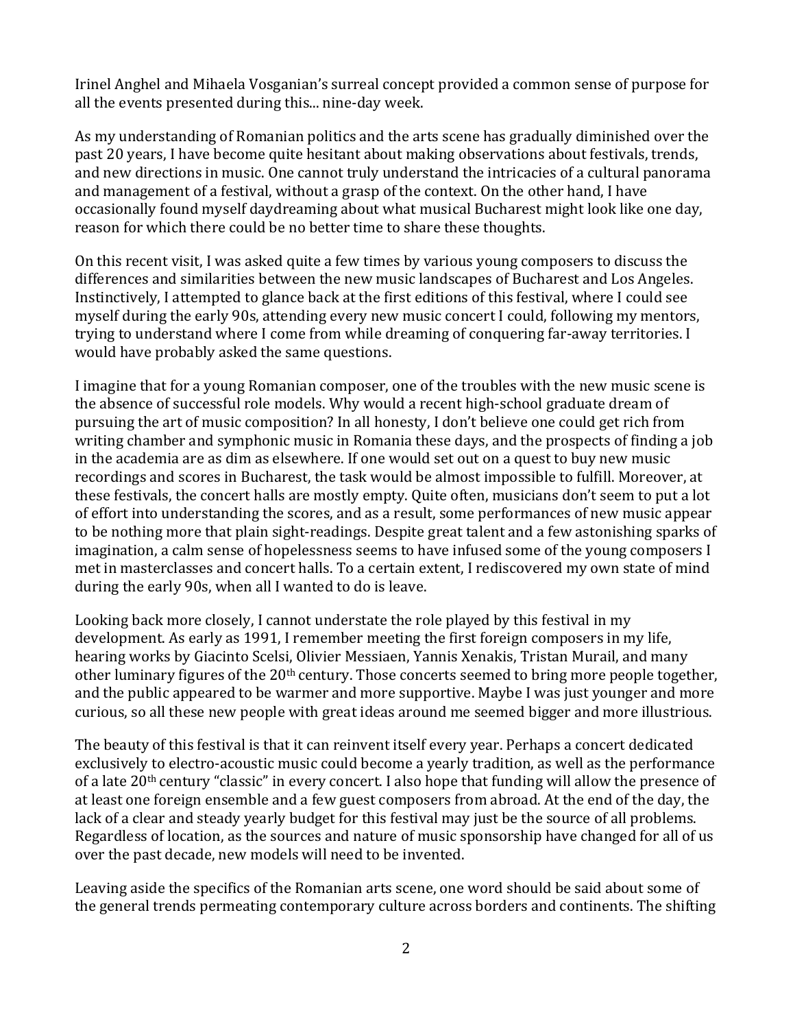Irinel Anghel and Mihaela Vosganian's surreal concept provided a common sense of purpose for all the events presented during this... nine-day week.

As my understanding of Romanian politics and the arts scene has gradually diminished over the past 20 years, I have become quite hesitant about making observations about festivals, trends, and new directions in music. One cannot truly understand the intricacies of a cultural panorama and management of a festival, without a grasp of the context. On the other hand, I have occasionally found myself daydreaming about what musical Bucharest might look like one day, reason for which there could be no better time to share these thoughts.

On this recent visit, I was asked quite a few times by various young composers to discuss the differences and similarities between the new music landscapes of Bucharest and Los Angeles. Instinctively, I attempted to glance back at the first editions of this festival, where I could see myself during the early 90s, attending every new music concert I could, following my mentors, trying to understand where I come from while dreaming of conquering far-away territories. I would have probably asked the same questions.

I imagine that for a young Romanian composer, one of the troubles with the new music scene is the absence of successful role models. Why would a recent high-school graduate dream of pursuing the art of music composition? In all honesty, I don't believe one could get rich from writing chamber and symphonic music in Romania these days, and the prospects of finding a job in the academia are as dim as elsewhere. If one would set out on a quest to buy new music recordings and scores in Bucharest, the task would be almost impossible to fulfill. Moreover, at these festivals, the concert halls are mostly empty. Quite often, musicians don't seem to put a lot of effort into understanding the scores, and as a result, some performances of new music appear to be nothing more that plain sight-readings. Despite great talent and a few astonishing sparks of imagination, a calm sense of hopelessness seems to have infused some of the young composers I met in masterclasses and concert halls. To a certain extent, I rediscovered my own state of mind during the early 90s, when all I wanted to do is leave.

Looking back more closely, I cannot understate the role played by this festival in my development. As early as 1991, I remember meeting the first foreign composers in my life, hearing works by Giacinto Scelsi, Olivier Messiaen, Yannis Xenakis, Tristan Murail, and many other luminary figures of the 20th century. Those concerts seemed to bring more people together, and the public appeared to be warmer and more supportive. Maybe I was just younger and more curious, so all these new people with great ideas around me seemed bigger and more illustrious.

The beauty of this festival is that it can reinvent itself every year. Perhaps a concert dedicated exclusively to electro-acoustic music could become a yearly tradition, as well as the performance of a late 20th century "classic" in every concert. I also hope that funding will allow the presence of at least one foreign ensemble and a few guest composers from abroad. At the end of the day, the lack of a clear and steady yearly budget for this festival may just be the source of all problems. Regardless of location, as the sources and nature of music sponsorship have changed for all of us over the past decade, new models will need to be invented.

Leaving aside the specifics of the Romanian arts scene, one word should be said about some of the general trends permeating contemporary culture across borders and continents. The shifting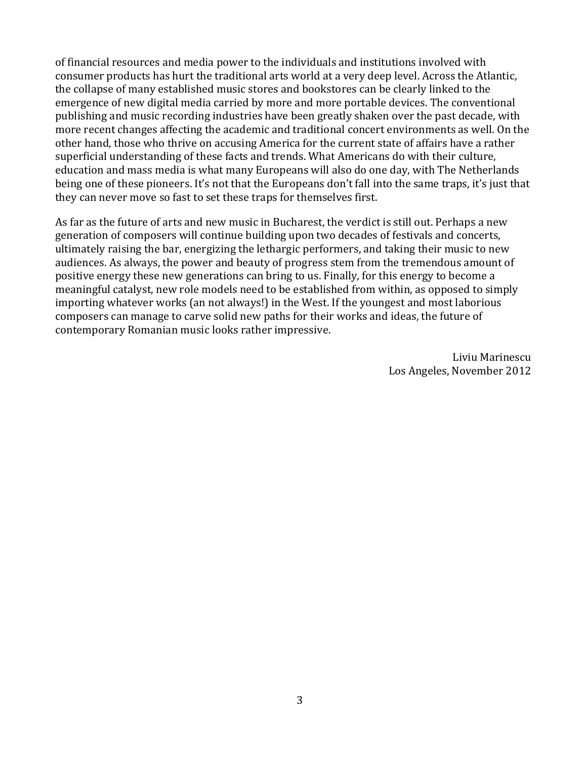of financial resources and media power to the individuals and institutions involved with consumer products has hurt the traditional arts world at a very deep level. Across the Atlantic, the collapse of many established music stores and bookstores can be clearly linked to the emergence of new digital media carried by more and more portable devices. The conventional publishing and music recording industries have been greatly shaken over the past decade, with more recent changes affecting the academic and traditional concert environments as well. On the other hand, those who thrive on accusing America for the current state of affairs have a rather superficial understanding of these facts and trends. What Americans do with their culture, education and mass media is what many Europeans will also do one day, with The Netherlands being one of these pioneers. It's not that the Europeans don't fall into the same traps, it's just that they can never move so fast to set these traps for themselves first.

As far as the future of arts and new music in Bucharest, the verdict is still out. Perhaps a new generation of composers will continue building upon two decades of festivals and concerts, ultimately raising the bar, energizing the lethargic performers, and taking their music to new audiences. As always, the power and beauty of progress stem from the tremendous amount of positive energy these new generations can bring to us. Finally, for this energy to become a meaningful catalyst, new role models need to be established from within, as opposed to simply importing whatever works (an not always!) in the West. If the youngest and most laborious composers can manage to carve solid new paths for their works and ideas, the future of contemporary Romanian music looks rather impressive.

Liviu Marinescu
Los Angeles, November 2012